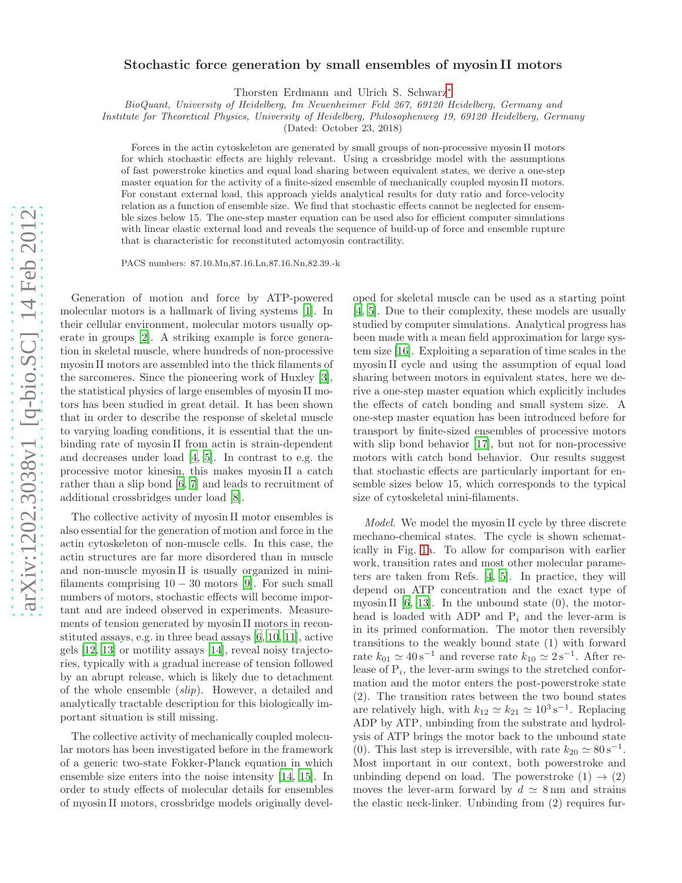# Stochastic force generation by small ensembles of myosin II motors

Thorsten Erdmann and Ulrich S. Schwarz*

*BioQuant, University of Heidelberg, Im Neuenheimer Feld 267, 69120 Heidelberg, Germany and*
*Institute for Theoretical Physics, University of Heidelberg, Philosophenweg 19, 69120 Heidelberg, Germany*

(Dated: October 23, 2018)

Forces in the actin cytoskeleton are generated by small groups of non-processive myosin II motors for which stochastic effects are highly relevant. Using a crossbridge model with the assumptions of fast powerstroke kinetics and equal load sharing between equivalent states, we derive a one-step master equation for the activity of a finite-sized ensemble of mechanically coupled myosin II motors. For constant external load, this approach yields analytical results for duty ratio and force-velocity relation as a function of ensemble size. We find that stochastic effects cannot be neglected for ensemble sizes below 15. The one-step master equation can be used also for efficient computer simulations with linear elastic external load and reveals the sequence of build-up of force and ensemble rupture that is characteristic for reconstituted actomyosin contractility.

PACS numbers: 87.10.Mn,87.16.Ln,87.16.Nn,82.39.-k

Generation of motion and force by ATP-powered molecular motors is a hallmark of living systems [1]. In their cellular environment, molecular motors usually operate in groups [2]. A striking example is force generation in skeletal muscle, where hundreds of non-processive myosin II motors are assembled into the thick filaments of the sarcomeres. Since the pioneering work of Huxley [3], the statistical physics of large ensembles of myosin II motors has been studied in great detail. It has been shown that in order to describe the response of skeletal muscle to varying loading conditions, it is essential that the unbinding rate of myosin II from actin is strain-dependent and decreases under load [4, 5]. In contrast to e.g. the processive motor kinesin, this makes myosin II a catch rather than a slip bond [6, 7] and leads to recruitment of additional crossbridges under load [8].

The collective activity of myosin II motor ensembles is also essential for the generation of motion and force in the actin cytoskeleton of non-muscle cells. In this case, the actin structures are far more disordered than in muscle and non-muscle myosin II is usually organized in minifilaments comprising $10-30$ motors [9]. For such small numbers of motors, stochastic effects will become important and are indeed observed in experiments. Measurements of tension generated by myosin II motors in reconstituted assays, e.g. in three bead assays [6, 10, 11], active gels [12, 13] or motility assays [14], reveal noisy trajectories, typically with a gradual increase of tension followed by an abrupt release, which is likely due to detachment of the whole ensemble (*slip*). However, a detailed and analytically tractable description for this biologically important situation is still missing.

The collective activity of mechanically coupled molecular motors has been investigated before in the framework of a generic two-state Fokker-Planck equation in which ensemble size enters into the noise intensity [14, 15]. In order to study effects of molecular details for ensembles of myosin II motors, crossbridge models originally developed for skeletal muscle can be used as a starting point [4, 5]. Due to their complexity, these models are usually studied by computer simulations. Analytical progress has been made with a mean field approximation for large system size [16]. Exploiting a separation of time scales in the myosin II cycle and using the assumption of equal load sharing between motors in equivalent states, here we derive a one-step master equation which explicitly includes the effects of catch bonding and small system size. A one-step master equation has been introduced before for transport by finite-sized ensembles of processive motors with slip bond behavior [17], but not for non-processive motors with catch bond behavior. Our results suggest that stochastic effects are particularly important for ensemble sizes below 15, which corresponds to the typical size of cytoskeletal mini-filaments.

*Model.* We model the myosin II cycle by three discrete mechano-chemical states. The cycle is shown schematically in Fig. 1a. To allow for comparison with earlier work, transition rates and most other molecular parameters are taken from Refs. [4, 5]. In practice, they will depend on ATP concentration and the exact type of myosin II [6, 13]. In the unbound state (0), the motorhead is loaded with ADP and $P_i$ and the lever-arm is in its primed conformation. The motor then reversibly transitions to the weakly bound state (1) with forward rate $k_{01} \simeq 40\,\mathrm{s}^{-1}$ and reverse rate $k_{10} \simeq 2\,\mathrm{s}^{-1}$. After release of $P_i$, the lever-arm swings to the stretched conformation and the motor enters the post-powerstroke state (2). The transition rates between the two bound states are relatively high, with $k_{12} \simeq k_{21} \simeq 10^3\,\mathrm{s}^{-1}$. Replacing ADP by ATP, unbinding from the substrate and hydrolysis of ATP brings the motor back to the unbound state (0). This last step is irreversible, with rate $k_{20} \simeq 80\,\mathrm{s}^{-1}$. Most important in our context, both powerstroke and unbinding depend on load. The powerstroke (1) $\rightarrow$ (2) moves the lever-arm forward by $d \simeq 8\,\mathrm{nm}$ and strains the elastic neck-linker. Unbinding from (2) requires fur-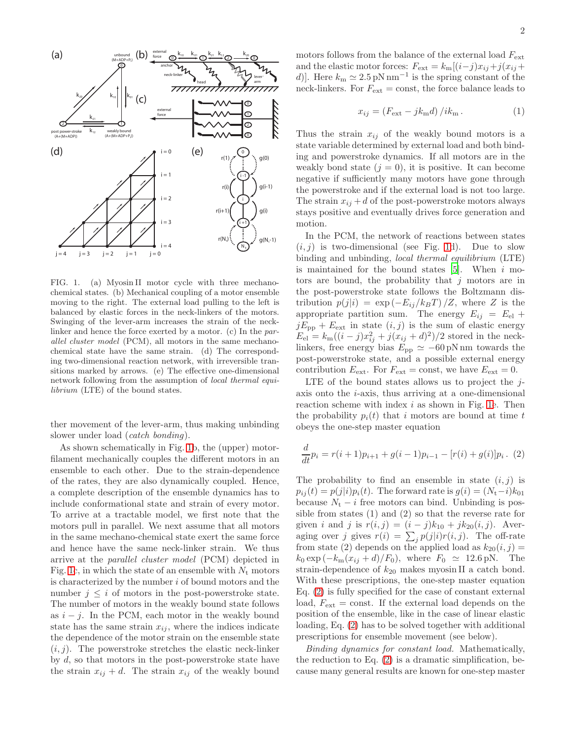FIG. 1. (a) Myosin II motor cycle with three mechano-chemical states. (b) Mechanical coupling of a motor ensemble moving to the right. The external load pulling to the left is balanced by elastic forces in the neck-linkers of the motors. Swinging of the lever-arm increases the strain of the neck-linker and hence the force exerted by a motor. (c) In the *parallel cluster model* (PCM), all motors in the same mechano-chemical state have the same strain. (d) The corresponding two-dimensional reaction network, with irreversible transitions marked by arrows. (e) The effective one-dimensional network following from the assumption of *local thermal equilibrium* (LTE) of the bound states.

ther movement of the lever-arm, thus making unbinding slower under load (*catch bonding*).

As shown schematically in Fig. 1b, the (upper) motor-filament mechanically couples the different motors in an ensemble to each other. Due to the strain-dependence of the rates, they are also dynamically coupled. Hence, a complete description of the ensemble dynamics has to include conformational state and strain of every motor. To arrive at a tractable model, we first note that the motors pull in parallel. We next assume that all motors in the same mechano-chemical state exert the same force and hence have the same neck-linker strain. We thus arrive at the *parallel cluster model* (PCM) depicted in Fig. 1c, in which the state of an ensemble with $N_t$ motors is characterized by the number $i$ of bound motors and the number $j \leq i$ of motors in the post-powerstroke state. The number of motors in the weakly bound state follows as $i - j$. In the PCM, each motor in the weakly bound state has the same strain $x_{ij}$, where the indices indicate the dependence of the motor strain on the ensemble state $(i, j)$. The powerstroke stretches the elastic neck-linker by $d$, so that motors in the post-powerstroke state have the strain $x_{ij} + d$. The strain $x_{ij}$ of the weakly bound motors follows from the balance of the external load $F_{\rm ext}$ and the elastic motor forces: $F_{\rm ext} = k_{\rm m}[(i-j)x_{ij} + j(x_{ij} + d)]$. Here $k_{\rm m} \simeq 2.5\,{\rm pN\,nm^{-1}}$ is the spring constant of the neck-linkers. For $F_{\rm ext} = {\rm const}$, the force balance leads to

$$x_{ij} = \left(F_{\rm ext} - j k_{\rm m} d\right)/i k_{\rm m}\,. \quad (1)$$

Thus the strain $x_{ij}$ of the weakly bound motors is a state variable determined by external load and both binding and powerstroke dynamics. If all motors are in the weakly bond state ($j = 0$), it is positive. It can become negative if sufficiently many motors have gone through the powerstroke and if the external load is not too large. The strain $x_{ij} + d$ of the post-powerstroke motors always stays positive and eventually drives force generation and motion.

In the PCM, the network of reactions between states $(i, j)$ is two-dimensional (see Fig. 1d). Due to slow binding and unbinding, *local thermal equilibrium* (LTE) is maintained for the bound states [5]. When $i$ motors are bound, the probability that $j$ motors are in the post-powerstroke state follows the Boltzmann distribution $p(j|i) = \exp\left(-E_{ij}/k_B T\right)/Z$, where $Z$ is the appropriate partition sum. The energy $E_{ij} = E_{\rm el} + jE_{\rm pp} + E_{\rm ext}$ in state $(i, j)$ is the sum of elastic energy $E_{\rm el} = k_{\rm m}((i-j)x_{ij}^2 + j(x_{ij} + d)^2)/2$ stored in the neck-linkers, free energy bias $E_{\rm pp} \simeq -60\,{\rm pN\,nm}$ towards the post-powerstroke state, and a possible external energy contribution $E_{\rm ext}$. For $F_{\rm ext} = {\rm const}$, we have $E_{\rm ext} = 0$.

LTE of the bound states allows us to project the $j$-axis onto the $i$-axis, thus arriving at a one-dimensional reaction scheme with index $i$ as shown in Fig. 1e. Then the probability $p_i(t)$ that $i$ motors are bound at time $t$ obeys the one-step master equation

$$\frac{d}{dt}p_i = r(i+1)p_{i+1} + g(i-1)p_{i-1} - [r(i) + g(i)]p_i\,. \quad (2)$$

The probability to find an ensemble in state $(i, j)$ is $p_{ij}(t) = p(j|i)p_i(t)$. The forward rate is $g(i) = (N_t - i)k_{01}$ because $N_t - i$ free motors can bind. Unbinding is possible from states (1) and (2) so that the reverse rate for given $i$ and $j$ is $r(i, j) = (i-j)k_{10} + jk_{20}(i, j)$. Averaging over $j$ gives $r(i) = \sum_j p(j|i)r(i, j)$. The off-rate from state (2) depends on the applied load as $k_{20}(i, j) = k_0 \exp\left(-k_{\rm m}(x_{ij} + d)/F_0\right)$, where $F_0 \simeq 12.6\,{\rm pN}$. The strain-dependence of $k_{20}$ makes myosin II a catch bond. With these prescriptions, the one-step master equation Eq. (2) is fully specified for the case of constant external load, $F_{\rm ext} = {\rm const}$. If the external load depends on the position of the ensemble, like in the case of linear elastic loading, Eq. (2) has to be solved together with additional prescriptions for ensemble movement (see below).

*Binding dynamics for constant load.* Mathematically, the reduction to Eq. (2) is a dramatic simplification, because many general results are known for one-step master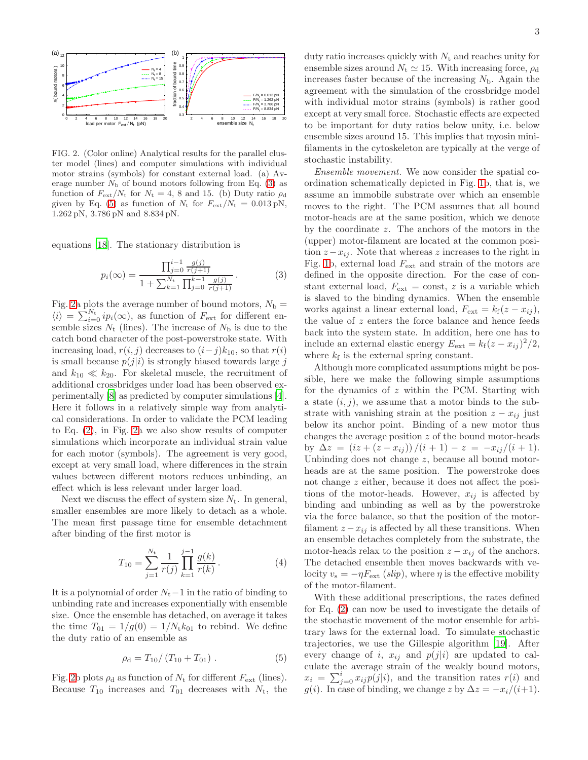FIG. 2. (Color online) Analytical results for the parallel cluster model (lines) and computer simulations with individual motor strains (symbols) for constant external load. (a) Average number $N_b$ of bound motors following from Eq. (3) as function of $F_{ext}/N_t$ for $N_t = 4$, 8 and 15. (b) Duty ratio $\rho_d$ given by Eq. (5) as function of $N_t$ for $F_{ext}/N_t = 0.013\,\text{pN}$, 1.262 pN, 3.786 pN and 8.834 pN.

equations [18]. The stationary distribution is

$$p_i(\infty) = \frac{\prod_{j=0}^{i-1} \frac{g(j)}{r(j+1)}}{1 + \sum_{k=1}^{N_t} \prod_{j=0}^{k-1} \frac{g(j)}{r(j+1)}} . \tag{3}$$

Fig. 2a plots the average number of bound motors, $N_b = \langle i \rangle = \sum_{i=0}^{N_t} i p_i(\infty)$, as function of $F_{ext}$ for different ensemble sizes $N_t$ (lines). The increase of $N_b$ is due to the catch bond character of the post-powerstroke state. With increasing load, $r(i,j)$ decreases to $(i-j)k_{10}$, so that $r(i)$ is small because $p(j|i)$ is strongly biased towards large $j$ and $k_{10} \ll k_{20}$. For skeletal muscle, the recruitment of additional crossbridges under load has been observed experimentally [8] as predicted by computer simulations [4]. Here it follows in a relatively simple way from analytical considerations. In order to validate the PCM leading to Eq. (2), in Fig. 2a we also show results of computer simulations which incorporate an individual strain value for each motor (symbols). The agreement is very good, except at very small load, where differences in the strain values between different motors reduces unbinding, an effect which is less relevant under larger load.

Next we discuss the effect of system size $N_t$. In general, smaller ensembles are more likely to detach as a whole. The mean first passage time for ensemble detachment after binding of the first motor is

$$T_{10} = \sum_{j=1}^{N_t} \frac{1}{r(j)} \prod_{k=1}^{j-1} \frac{g(k)}{r(k)} . \tag{4}$$

It is a polynomial of order $N_t - 1$ in the ratio of binding to unbinding rate and increases exponentially with ensemble size. Once the ensemble has detached, on average it takes the time $T_{01} = 1/g(0) = 1/N_t k_{01}$ to rebind. We define the duty ratio of an ensemble as

$$\rho_d = T_{10} / (T_{10} + T_{01}) . \tag{5}$$

Fig. 2b plots $\rho_d$ as function of $N_t$ for different $F_{ext}$ (lines). Because $T_{10}$ increases and $T_{01}$ decreases with $N_t$, the duty ratio increases quickly with $N_t$ and reaches unity for ensemble sizes around $N_t \simeq 15$. With increasing force, $\rho_d$ increases faster because of the increasing $N_b$. Again the agreement with the simulation of the crossbridge model with individual motor strains (symbols) is rather good except at very small force. Stochastic effects are expected to be important for duty ratios below unity, i.e. below ensemble sizes around 15. This implies that myosin minifilaments in the cytoskeleton are typically at the verge of stochastic instability.

*Ensemble movement.* We now consider the spatial coordination schematically depicted in Fig. 1b, that is, we assume an immobile substrate over which an ensemble moves to the right. The PCM assumes that all bound motor-heads are at the same position, which we denote by the coordinate $z$. The anchors of the motors in the (upper) motor-filament are located at the common position $z - x_{ij}$. Note that whereas $z$ increases to the right in Fig. 1b, external load $F_{ext}$ and strain of the motors are defined in the opposite direction. For the case of constant external load, $F_{ext} = \text{const}$, $z$ is a variable which is slaved to the binding dynamics. When the ensemble works against a linear external load, $F_{ext} = k_f(z - x_{ij})$, the value of $z$ enters the force balance and hence feeds back into the system state. In addition, here one has to include an external elastic energy $E_{ext} = k_f(z - x_{ij})^2/2$, where $k_f$ is the external spring constant.

Although more complicated assumptions might be possible, here we make the following simple assumptions for the dynamics of $z$ within the PCM. Starting with a state $(i,j)$, we assume that a motor binds to the substrate with vanishing strain at the position $z - x_{ij}$ just below its anchor point. Binding of a new motor thus changes the average position $z$ of the bound motor-heads by $\Delta z = (iz + (z - x_{ij}))/(i+1) - z = -x_{ij}/(i+1)$. Unbinding does not change $z$, because all bound motor-heads are at the same position. The powerstroke does not change $z$ either, because it does not affect the positions of the motor-heads. However, $x_{ij}$ is affected by binding and unbinding as well as by the powerstroke via the force balance, so that the position of the motor-filament $z - x_{ij}$ is affected by all these transitions. When an ensemble detaches completely from the substrate, the motor-heads relax to the position $z - x_{ij}$ of the anchors. The detached ensemble then moves backwards with velocity $v_s = -\eta F_{ext}$ (*slip*), where $\eta$ is the effective mobility of the motor-filament.

With these additional prescriptions, the rates defined for Eq. (2) can now be used to investigate the details of the stochastic movement of the motor ensemble for arbitrary laws for the external load. To simulate stochastic trajectories, we use the Gillespie algorithm [19]. After every change of $i$, $x_{ij}$ and $p(j|i)$ are updated to calculate the average strain of the weakly bound motors, $x_i = \sum_{j=0}^{i} x_{ij} p(j|i)$, and the transition rates $r(i)$ and $g(i)$. In case of binding, we change $z$ by $\Delta z = -x_i/(i+1)$.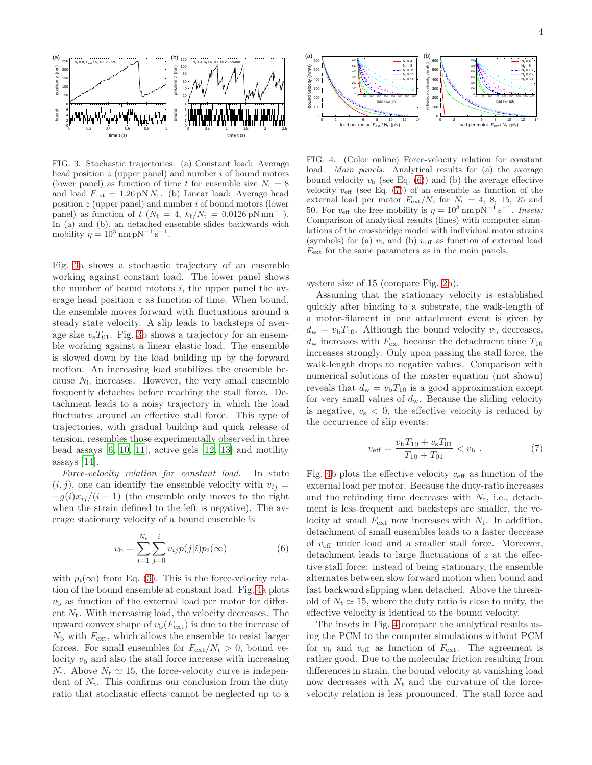FIG. 3. Stochastic trajectories. (a) Constant load: Average head position $z$ (upper panel) and number $i$ of bound motors (lower panel) as function of time $t$ for ensemble size $N_t = 8$ and load $F_{ext} = 1.26\,\mathrm{pN}\,N_t$. (b) Linear load: Average head position $z$ (upper panel) and number $i$ of bound motors (lower panel) as function of $t$ ($N_t = 4$, $k_f/N_t = 0.0126\,\mathrm{pN\,nm^{-1}}$). In (a) and (b), an detached ensemble slides backwards with mobility $\eta = 10^3\,\mathrm{nm\,pN^{-1}\,s^{-1}}$.

FIG. 4. (Color online) Force-velocity relation for constant load. *Main panels:* Analytical results for (a) the average bound velocity $v_b$ (see Eq. (6)) and (b) the average effective velocity $v_{eff}$ (see Eq. (7)) of an ensemble as function of the external load per motor $F_{ext}/N_t$ for $N_t$ = 4, 8, 15, 25 and 50. For $v_{eff}$ the free mobility is $\eta = 10^3\,\mathrm{nm\,pN^{-1}\,s^{-1}}$. *Insets:* Comparison of analytical results (lines) with computer simulations of the crossbridge model with individual motor strains (symbols) for (a) $v_b$ and (b) $v_{eff}$ as function of external load $F_{ext}$ for the same parameters as in the main panels.

Fig. 3a shows a stochastic trajectory of an ensemble working against constant load. The lower panel shows the number of bound motors $i$, the upper panel the average head position $z$ as function of time. When bound, the ensemble moves forward with fluctuations around a steady state velocity. A slip leads to backsteps of average size $v_s T_{01}$. Fig. 3b shows a trajectory for an ensemble working against a linear elastic load. The ensemble is slowed down by the load building up by the forward motion. An increasing load stabilizes the ensemble because $N_b$ increases. However, the very small ensemble frequently detaches before reaching the stall force. Detachment leads to a noisy trajectory in which the load fluctuates around an effective stall force. This type of trajectories, with gradual buildup and quick release of tension, resembles those experimentally observed in three bead assays [6, 10, 11], active gels [12, 13] and motility assays [14].

*Force-velocity relation for constant load.* In state $(i, j)$, one can identify the ensemble velocity with $v_{ij} = -g(i)x_{ij}/(i+1)$ (the ensemble only moves to the right when the strain defined to the left is negative). The average stationary velocity of a bound ensemble is

$$v_b = \sum_{i=1}^{N_t} \sum_{j=0}^{i} v_{ij} p(j|i) p_i(\infty) \qquad (6)$$

with $p_i(\infty)$ from Eq. (3). This is the force-velocity relation of the bound ensemble at constant load. Fig. 4a plots $v_b$ as function of the external load per motor for different $N_t$. With increasing load, the velocity decreases. The upward convex shape of $v_b(F_{ext})$ is due to the increase of $N_b$ with $F_{ext}$, which allows the ensemble to resist larger forces. For small ensembles for $F_{ext}/N_t > 0$, bound velocity $v_b$ and also the stall force increase with increasing $N_t$. Above $N_t \simeq 15$, the force-velocity curve is independent of $N_t$. This confirms our conclusion from the duty ratio that stochastic effects cannot be neglected up to a system size of 15 (compare Fig. 2b).

Assuming that the stationary velocity is established quickly after binding to a substrate, the walk-length of a motor-filament in one attachment event is given by $d_w = v_b T_{10}$. Although the bound velocity $v_b$ decreases, $d_w$ increases with $F_{ext}$ because the detachment time $T_{10}$ increases strongly. Only upon passing the stall force, the walk-length drops to negative values. Comparison with numerical solutions of the master equation (not shown) reveals that $d_w = v_b T_{10}$ is a good approximation except for very small values of $d_w$. Because the sliding velocity is negative, $v_s < 0$, the effective velocity is reduced by the occurrence of slip events:

$$v_{eff} = \frac{v_b T_{10} + v_s T_{01}}{T_{10} + T_{01}} < v_b\ . \qquad (7)$$

Fig. 4b plots the effective velocity $v_{eff}$ as function of the external load per motor. Because the duty-ratio increases and the rebinding time decreases with $N_t$, i.e., detachment is less frequent and backsteps are smaller, the velocity at small $F_{ext}$ now increases with $N_t$. In addition, detachment of small ensembles leads to a faster decrease of $v_{eff}$ under load and a smaller stall force. Moreover, detachment leads to large fluctuations of $z$ at the effective stall force: instead of being stationary, the ensemble alternates between slow forward motion when bound and fast backward slipping when detached. Above the threshold of $N_t \simeq 15$, where the duty ratio is close to unity, the effective velocity is identical to the bound velocity.

The insets in Fig. 4 compare the analytical results using the PCM to the computer simulations without PCM for $v_b$ and $v_{eff}$ as function of $F_{ext}$. The agreement is rather good. Due to the molecular friction resulting from differences in strain, the bound velocity at vanishing load now decreases with $N_t$ and the curvature of the force-velocity relation is less pronounced. The stall force and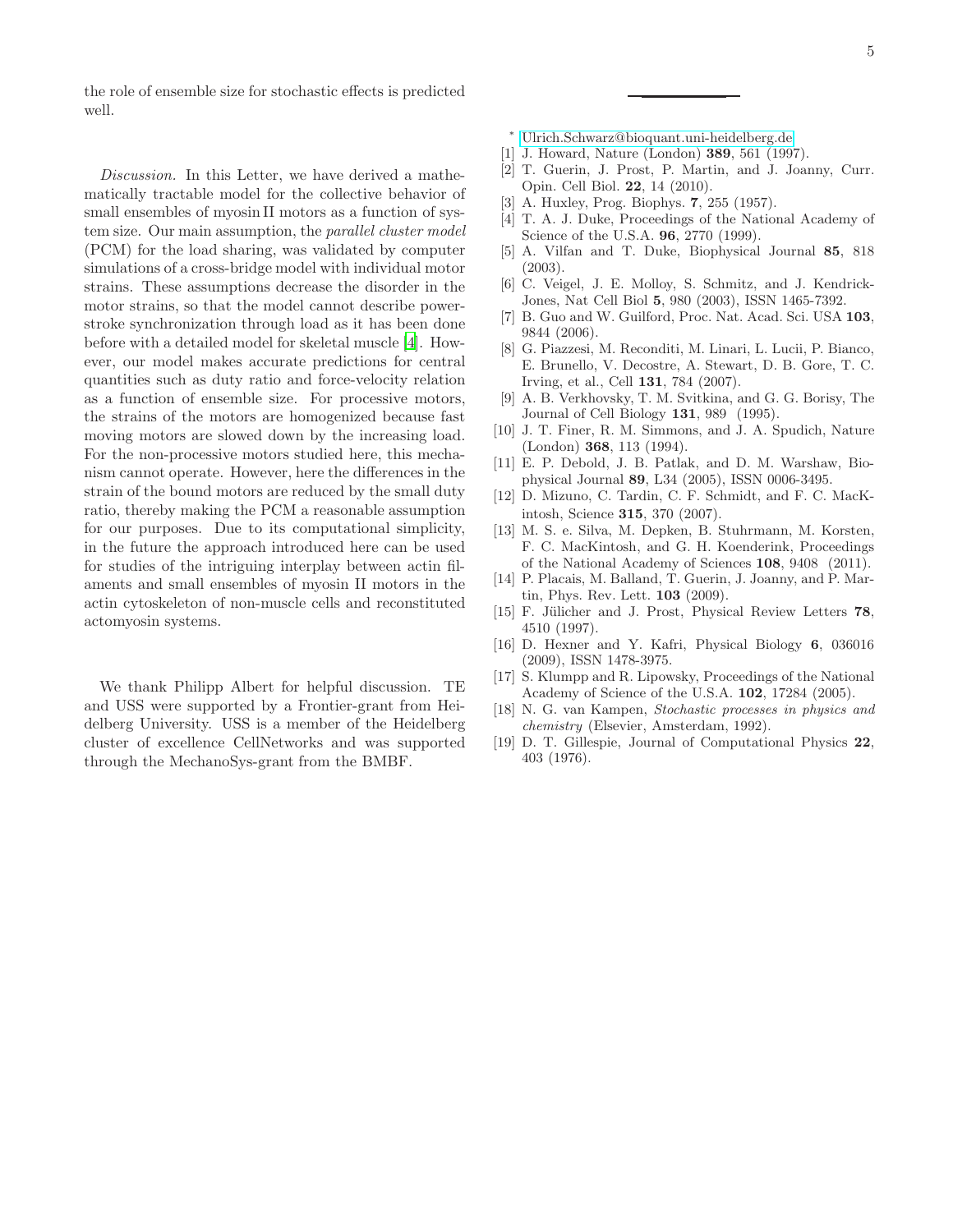the role of ensemble size for stochastic effects is predicted well.

*Discussion.* In this Letter, we have derived a mathematically tractable model for the collective behavior of small ensembles of myosin II motors as a function of system size. Our main assumption, the *parallel cluster model* (PCM) for the load sharing, was validated by computer simulations of a cross-bridge model with individual motor strains. These assumptions decrease the disorder in the motor strains, so that the model cannot describe powerstroke synchronization through load as it has been done before with a detailed model for skeletal muscle [4]. However, our model makes accurate predictions for central quantities such as duty ratio and force-velocity relation as a function of ensemble size. For processive motors, the strains of the motors are homogenized because fast moving motors are slowed down by the increasing load. For the non-processive motors studied here, this mechanism cannot operate. However, here the differences in the strain of the bound motors are reduced by the small duty ratio, thereby making the PCM a reasonable assumption for our purposes. Due to its computational simplicity, in the future the approach introduced here can be used for studies of the intriguing interplay between actin filaments and small ensembles of myosin II motors in the actin cytoskeleton of non-muscle cells and reconstituted actomyosin systems.

We thank Philipp Albert for helpful discussion. TE and USS were supported by a Frontier-grant from Heidelberg University. USS is a member of the Heidelberg cluster of excellence CellNetworks and was supported through the MechanoSys-grant from the BMBF.

---

\* Ulrich.Schwarz@bioquant.uni-heidelberg.de

[1] J. Howard, Nature (London) **389**, 561 (1997).

[2] T. Guerin, J. Prost, P. Martin, and J. Joanny, Curr. Opin. Cell Biol. **22**, 14 (2010).

[3] A. Huxley, Prog. Biophys. **7**, 255 (1957).

[4] T. A. J. Duke, Proceedings of the National Academy of Science of the U.S.A. **96**, 2770 (1999).

[5] A. Vilfan and T. Duke, Biophysical Journal **85**, 818 (2003).

[6] C. Veigel, J. E. Molloy, S. Schmitz, and J. Kendrick-Jones, Nat Cell Biol **5**, 980 (2003), ISSN 1465-7392.

[7] B. Guo and W. Guilford, Proc. Nat. Acad. Sci. USA **103**, 9844 (2006).

[8] G. Piazzesi, M. Reconditi, M. Linari, L. Lucii, P. Bianco, E. Brunello, V. Decostre, A. Stewart, D. B. Gore, T. C. Irving, et al., Cell **131**, 784 (2007).

[9] A. B. Verkhovsky, T. M. Svitkina, and G. G. Borisy, The Journal of Cell Biology **131**, 989 (1995).

[10] J. T. Finer, R. M. Simmons, and J. A. Spudich, Nature (London) **368**, 113 (1994).

[11] E. P. Debold, J. B. Patlak, and D. M. Warshaw, Biophysical Journal **89**, L34 (2005), ISSN 0006-3495.

[12] D. Mizuno, C. Tardin, C. F. Schmidt, and F. C. MacKintosh, Science **315**, 370 (2007).

[13] M. S. e. Silva, M. Depken, B. Stuhrmann, M. Korsten, F. C. MacKintosh, and G. H. Koenderink, Proceedings of the National Academy of Sciences **108**, 9408 (2011).

[14] P. Placais, M. Balland, T. Guerin, J. Joanny, and P. Martin, Phys. Rev. Lett. **103** (2009).

[15] F. Jülicher and J. Prost, Physical Review Letters **78**, 4510 (1997).

[16] D. Hexner and Y. Kafri, Physical Biology **6**, 036016 (2009), ISSN 1478-3975.

[17] S. Klumpp and R. Lipowsky, Proceedings of the National Academy of Science of the U.S.A. **102**, 17284 (2005).

[18] N. G. van Kampen, *Stochastic processes in physics and chemistry* (Elsevier, Amsterdam, 1992).

[19] D. T. Gillespie, Journal of Computational Physics **22**, 403 (1976).